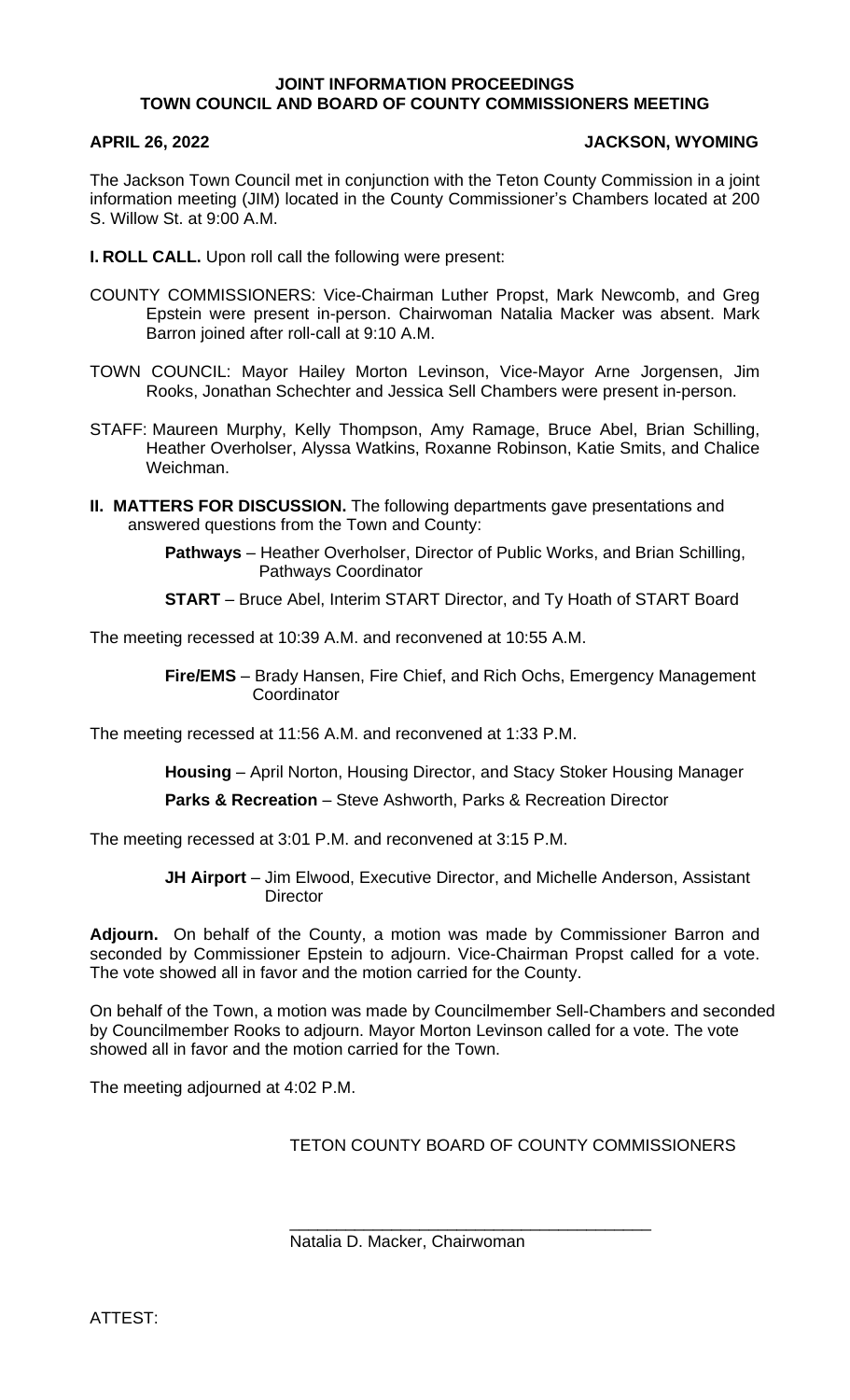**JOINT INFORMATION PROCEEDINGS**
**TOWN COUNCIL AND BOARD OF COUNTY COMMISSIONERS MEETING**

**APRIL 26, 2022** **JACKSON, WYOMING**

The Jackson Town Council met in conjunction with the Teton County Commission in a joint information meeting (JIM) located in the County Commissioner's Chambers located at 200 S. Willow St. at 9:00 A.M.

**I. ROLL CALL.** Upon roll call the following were present:

COUNTY COMMISSIONERS: Vice-Chairman Luther Propst, Mark Newcomb, and Greg Epstein were present in-person. Chairwoman Natalia Macker was absent. Mark Barron joined after roll-call at 9:10 A.M.

TOWN COUNCIL: Mayor Hailey Morton Levinson, Vice-Mayor Arne Jorgensen, Jim Rooks, Jonathan Schechter and Jessica Sell Chambers were present in-person.

STAFF: Maureen Murphy, Kelly Thompson, Amy Ramage, Bruce Abel, Brian Schilling, Heather Overholser, Alyssa Watkins, Roxanne Robinson, Katie Smits, and Chalice Weichman.

**II. MATTERS FOR DISCUSSION.** The following departments gave presentations and answered questions from the Town and County:

**Pathways** – Heather Overholser, Director of Public Works, and Brian Schilling, Pathways Coordinator

**START** – Bruce Abel, Interim START Director, and Ty Hoath of START Board

The meeting recessed at 10:39 A.M. and reconvened at 10:55 A.M.

**Fire/EMS** – Brady Hansen, Fire Chief, and Rich Ochs, Emergency Management Coordinator

The meeting recessed at 11:56 A.M. and reconvened at 1:33 P.M.

**Housing** – April Norton, Housing Director, and Stacy Stoker Housing Manager

**Parks & Recreation** – Steve Ashworth, Parks & Recreation Director

The meeting recessed at 3:01 P.M. and reconvened at 3:15 P.M.

**JH Airport** – Jim Elwood, Executive Director, and Michelle Anderson, Assistant Director

**Adjourn.** On behalf of the County, a motion was made by Commissioner Barron and seconded by Commissioner Epstein to adjourn. Vice-Chairman Propst called for a vote. The vote showed all in favor and the motion carried for the County.

On behalf of the Town, a motion was made by Councilmember Sell-Chambers and seconded by Councilmember Rooks to adjourn. Mayor Morton Levinson called for a vote. The vote showed all in favor and the motion carried for the Town.

The meeting adjourned at 4:02 P.M.

TETON COUNTY BOARD OF COUNTY COMMISSIONERS

\_\_\_\_\_\_\_\_\_\_\_\_\_\_\_\_\_\_\_\_\_\_\_\_\_\_\_\_\_\_\_\_\_\_\_\_\_\_\_\_
Natalia D. Macker, Chairwoman

ATTEST: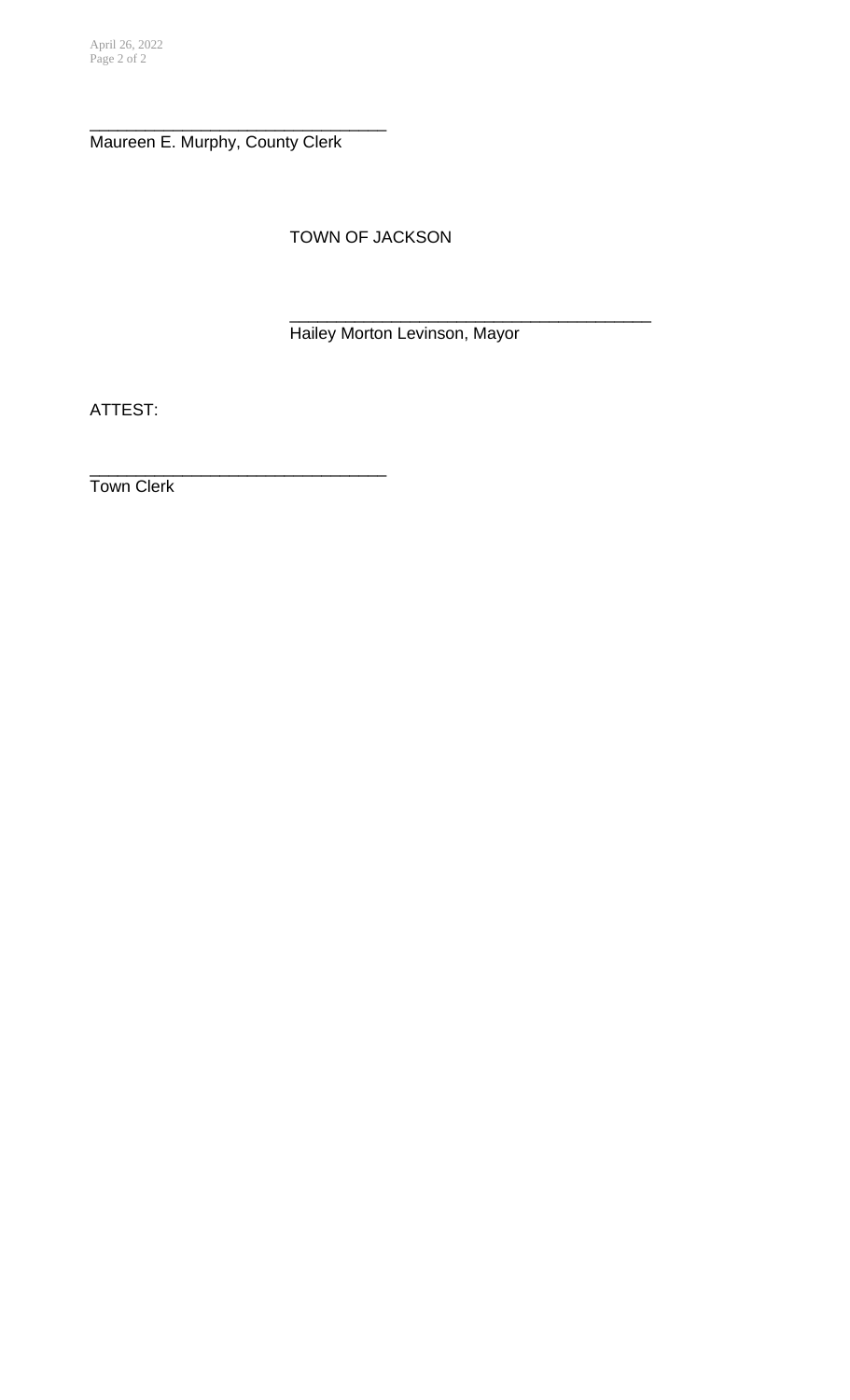\_\_\_\_\_\_\_\_\_\_\_\_\_\_\_\_\_\_\_\_\_\_\_\_\_\_\_\_\_\_\_\_
Maureen E. Murphy, County Clerk

TOWN OF JACKSON

\_\_\_\_\_\_\_\_\_\_\_\_\_\_\_\_\_\_\_\_\_\_\_\_\_\_\_\_\_\_\_\_\_\_\_\_\_\_\_\_
Hailey Morton Levinson, Mayor

ATTEST:

\_\_\_\_\_\_\_\_\_\_\_\_\_\_\_\_\_\_\_\_\_\_\_\_\_\_\_\_\_\_\_\_
Town Clerk